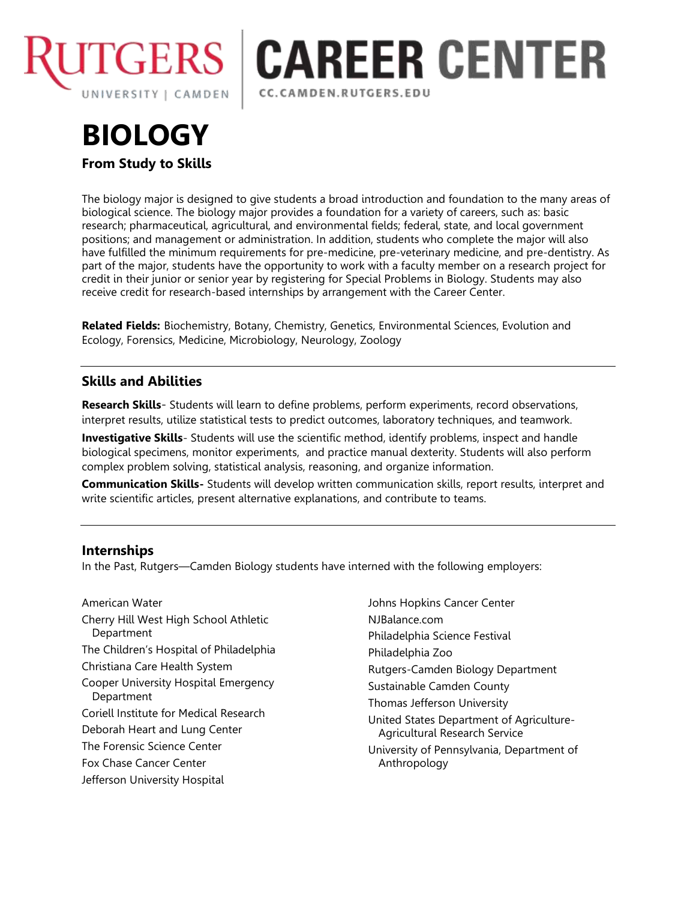RUTGERS UNIVERSITY | CAMDEN

# CAREER CENTER

CC.CAMDEN.RUTGERS.EDU

# BIOLOGY

### From Study to Skills

The biology major is designed to give students a broad introduction and foundation to the many areas of biological science. The biology major provides a foundation for a variety of careers, such as: basic research; pharmaceutical, agricultural, and environmental fields; federal, state, and local government positions; and management or administration. In addition, students who complete the major will also have fulfilled the minimum requirements for pre-medicine, pre-veterinary medicine, and pre-dentistry. As part of the major, students have the opportunity to work with a faculty member on a research project for credit in their junior or senior year by registering for Special Problems in Biology. Students may also receive credit for research-based internships by arrangement with the Career Center.

**Related Fields:** Biochemistry, Botany, Chemistry, Genetics, Environmental Sciences, Evolution and Ecology, Forensics, Medicine, Microbiology, Neurology, Zoology

---

## Skills and Abilities

**Research Skills**- Students will learn to define problems, perform experiments, record observations, interpret results, utilize statistical tests to predict outcomes, laboratory techniques, and teamwork.

**Investigative Skills**- Students will use the scientific method, identify problems, inspect and handle biological specimens, monitor experiments, and practice manual dexterity. Students will also perform complex problem solving, statistical analysis, reasoning, and organize information.

**Communication Skills-** Students will develop written communication skills, report results, interpret and write scientific articles, present alternative explanations, and contribute to teams.

---

## Internships

In the Past, Rutgers—Camden Biology students have interned with the following employers:

- American Water
- Cherry Hill West High School Athletic Department
- The Children's Hospital of Philadelphia
- Christiana Care Health System
- Cooper University Hospital Emergency Department
- Coriell Institute for Medical Research
- Deborah Heart and Lung Center
- The Forensic Science Center
- Fox Chase Cancer Center
- Jefferson University Hospital
- Johns Hopkins Cancer Center
- NJBalance.com
- Philadelphia Science Festival
- Philadelphia Zoo
- Rutgers-Camden Biology Department
- Sustainable Camden County
- Thomas Jefferson University
- United States Department of Agriculture-Agricultural Research Service
- University of Pennsylvania, Department of Anthropology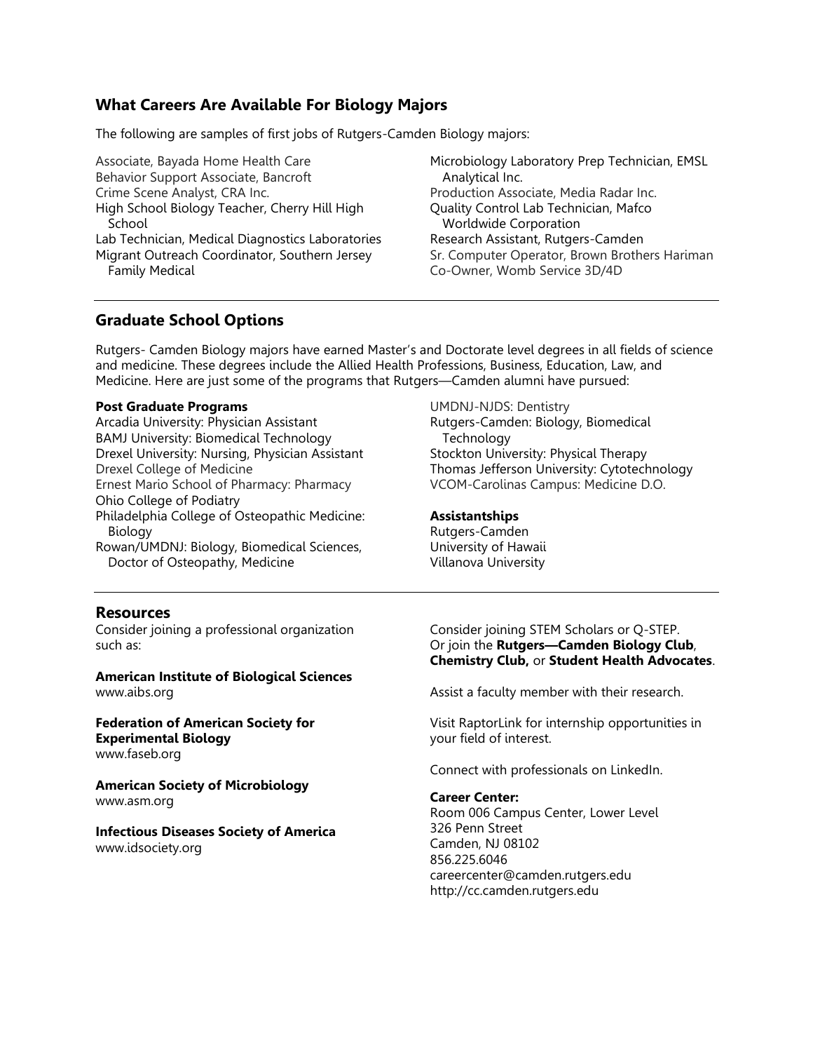## What Careers Are Available For Biology Majors

The following are samples of first jobs of Rutgers-Camden Biology majors:

Associate, Bayada Home Health Care
Behavior Support Associate, Bancroft
Crime Scene Analyst, CRA Inc.
High School Biology Teacher, Cherry Hill High School
Lab Technician, Medical Diagnostics Laboratories
Migrant Outreach Coordinator, Southern Jersey Family Medical
Microbiology Laboratory Prep Technician, EMSL Analytical Inc.
Production Associate, Media Radar Inc.
Quality Control Lab Technician, Mafco Worldwide Corporation
Research Assistant, Rutgers-Camden
Sr. Computer Operator, Brown Brothers Hariman
Co-Owner, Womb Service 3D/4D

## Graduate School Options

Rutgers- Camden Biology majors have earned Master's and Doctorate level degrees in all fields of science and medicine. These degrees include the Allied Health Professions, Business, Education, Law, and Medicine. Here are just some of the programs that Rutgers—Camden alumni have pursued:

**Post Graduate Programs**
Arcadia University: Physician Assistant
BAMJ University: Biomedical Technology
Drexel University: Nursing, Physician Assistant
Drexel College of Medicine
Ernest Mario School of Pharmacy: Pharmacy
Ohio College of Podiatry
Philadelphia College of Osteopathic Medicine: Biology
Rowan/UMDNJ: Biology, Biomedical Sciences, Doctor of Osteopathy, Medicine
UMDNJ-NJDS: Dentistry
Rutgers-Camden: Biology, Biomedical Technology
Stockton University: Physical Therapy
Thomas Jefferson University: Cytotechnology
VCOM-Carolinas Campus: Medicine D.O.

**Assistantships**
Rutgers-Camden
University of Hawaii
Villanova University

## Resources

Consider joining a professional organization such as:

**American Institute of Biological Sciences**
www.aibs.org

**Federation of American Society for Experimental Biology**
www.faseb.org

**American Society of Microbiology**
www.asm.org

**Infectious Diseases Society of America**
www.idsociety.org

Consider joining STEM Scholars or Q-STEP.
Or join the **Rutgers—Camden Biology Club**, **Chemistry Club,** or **Student Health Advocates**.

Assist a faculty member with their research.

Visit RaptorLink for internship opportunities in your field of interest.

Connect with professionals on LinkedIn.

**Career Center:**
Room 006 Campus Center, Lower Level
326 Penn Street
Camden, NJ 08102
856.225.6046
careercenter@camden.rutgers.edu
http://cc.camden.rutgers.edu